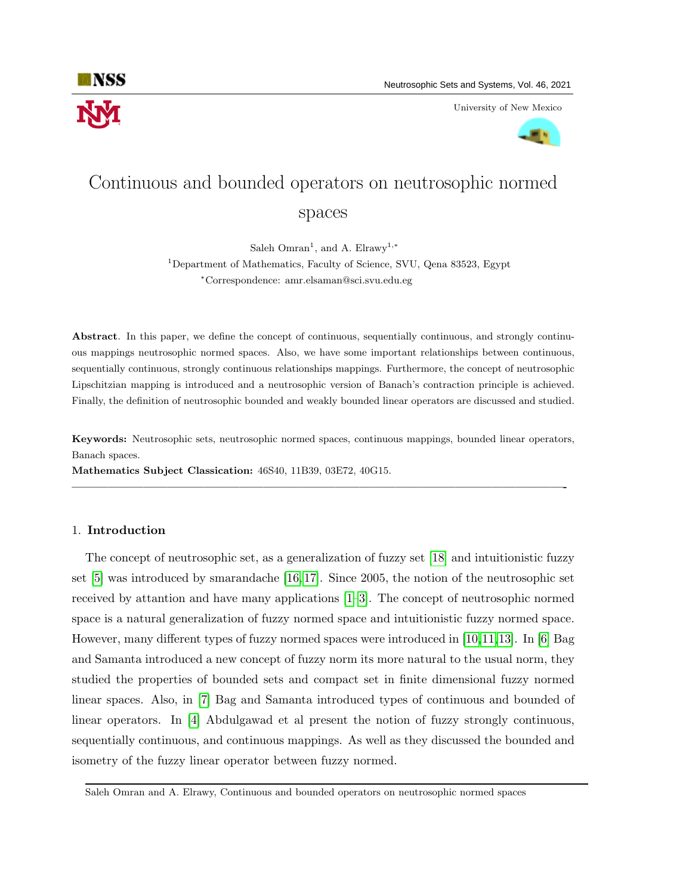# Continuous and bounded operators on neutrosophic normed spaces

Saleh Omran[1], and A. Elrawy[1,*]

[1]Department of Mathematics, Faculty of Science, SVU, Qena 83523, Egypt

[*]Correspondence: amr.elsaman@sci.svu.edu.eg

**Abstract**. In this paper, we define the concept of continuous, sequentially continuous, and strongly continuous mappings neutrosophic normed spaces. Also, we have some important relationships between continuous, sequentially continuous, strongly continuous relationships mappings. Furthermore, the concept of neutrosophic Lipschitzian mapping is introduced and a neutrosophic version of Banach's contraction principle is achieved. Finally, the definition of neutrosophic bounded and weakly bounded linear operators are discussed and studied.

**Keywords:** Neutrosophic sets, neutrosophic normed spaces, continuous mappings, bounded linear operators, Banach spaces.

**Mathematics Subject Classication:** 46S40, 11B39, 03E72, 40G15.

---

## 1. Introduction

The concept of neutrosophic set, as a generalization of fuzzy set [18] and intuitionistic fuzzy set [5] was introduced by smarandache [16,17]. Since 2005, the notion of the neutrosophic set received by attention and have many applications [1–3]. The concept of neutrosophic normed space is a natural generalization of fuzzy normed space and intuitionistic fuzzy normed space. However, many different types of fuzzy normed spaces were introduced in [10,11,13]. In [6] Bag and Samanta introduced a new concept of fuzzy norm its more natural to the usual norm, they studied the properties of bounded sets and compact set in finite dimensional fuzzy normed linear spaces. Also, in [7] Bag and Samanta introduced types of continuous and bounded of linear operators. In [4] Abdulgawad et al present the notion of fuzzy strongly continuous, sequentially continuous, and continuous mappings. As well as they discussed the bounded and isometry of the fuzzy linear operator between fuzzy normed.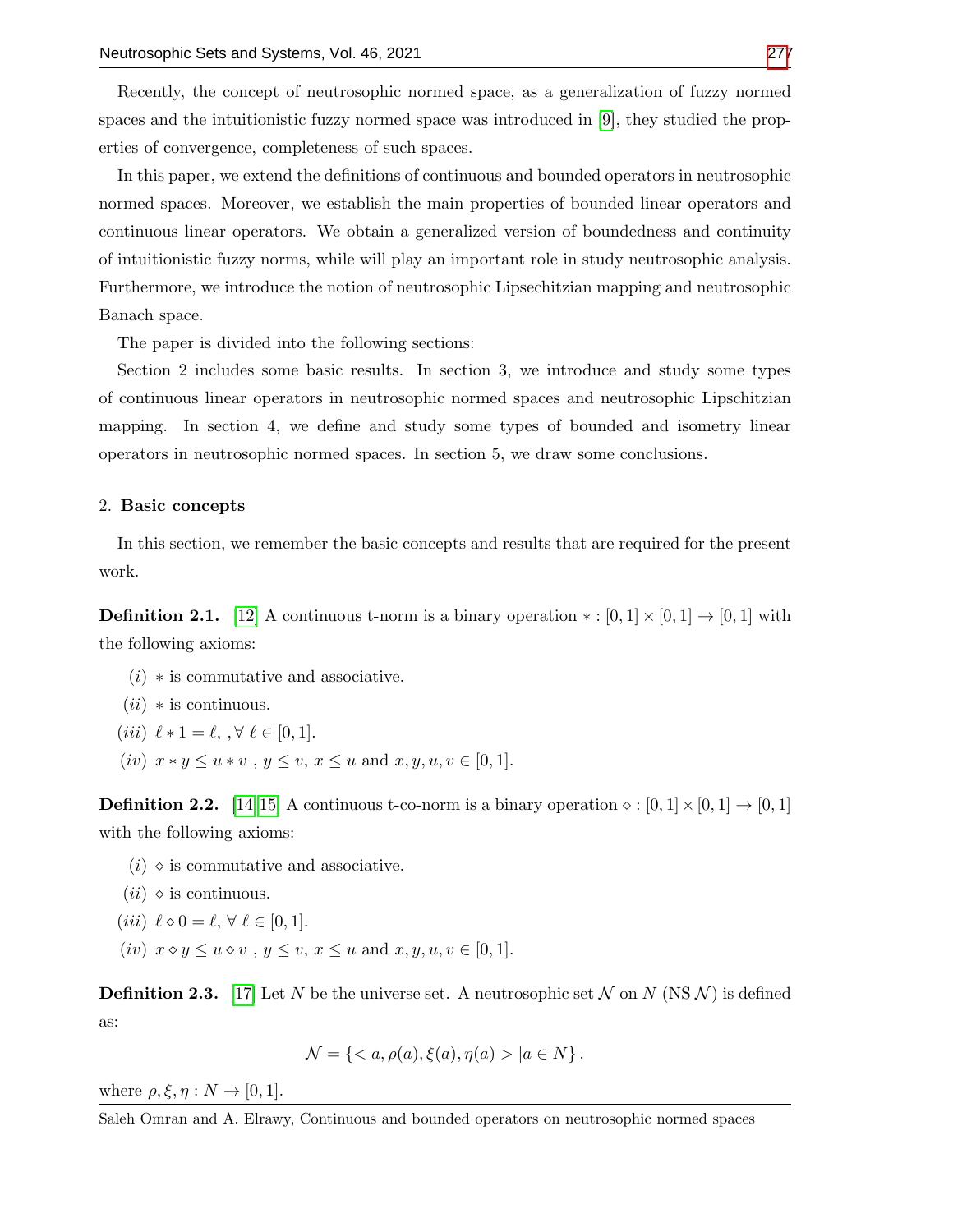Recently, the concept of neutrosophic normed space, as a generalization of fuzzy normed spaces and the intuitionistic fuzzy normed space was introduced in [9], they studied the properties of convergence, completeness of such spaces.

In this paper, we extend the definitions of continuous and bounded operators in neutrosophic normed spaces. Moreover, we establish the main properties of bounded linear operators and continuous linear operators. We obtain a generalized version of boundedness and continuity of intuitionistic fuzzy norms, while will play an important role in study neutrosophic analysis. Furthermore, we introduce the notion of neutrosophic Lipsechitzian mapping and neutrosophic Banach space.

The paper is divided into the following sections:

Section 2 includes some basic results. In section 3, we introduce and study some types of continuous linear operators in neutrosophic normed spaces and neutrosophic Lipschitzian mapping. In section 4, we define and study some types of bounded and isometry linear operators in neutrosophic normed spaces. In section 5, we draw some conclusions.

## 2. Basic concepts

In this section, we remember the basic concepts and results that are required for the present work.

**Definition 2.1.** [12] A continuous t-norm is a binary operation $* : [0,1] \times [0,1] \to [0,1]$ with the following axioms:

- $(i)$ $*$ is commutative and associative.
- $(ii)$ $*$ is continuous.
- $(iii)$ $\ell * 1 = \ell$, $\forall\, \ell \in [0,1]$.
- $(iv)$ $x * y \leq u * v$ , $y \leq v$, $x \leq u$ and $x, y, u, v \in [0,1]$.

**Definition 2.2.** [14,15] A continuous t-co-norm is a binary operation $\diamond : [0,1] \times [0,1] \to [0,1]$ with the following axioms:

- $(i)$ $\diamond$ is commutative and associative.
- $(ii)$ $\diamond$ is continuous.
- $(iii)$ $\ell \diamond 0 = \ell$, $\forall\, \ell \in [0,1]$.
- $(iv)$ $x \diamond y \leq u \diamond v$ , $y \leq v$, $x \leq u$ and $x, y, u, v \in [0,1]$.

**Definition 2.3.** [17] Let $N$ be the universe set. A neutrosophic set $\mathcal{N}$ on $N$ (NS $\mathcal{N}$) is defined as:

$$\mathcal{N} = \{< a, \rho(a), \xi(a), \eta(a) > | a \in N\}.$$

where $\rho, \xi, \eta : N \to [0,1]$.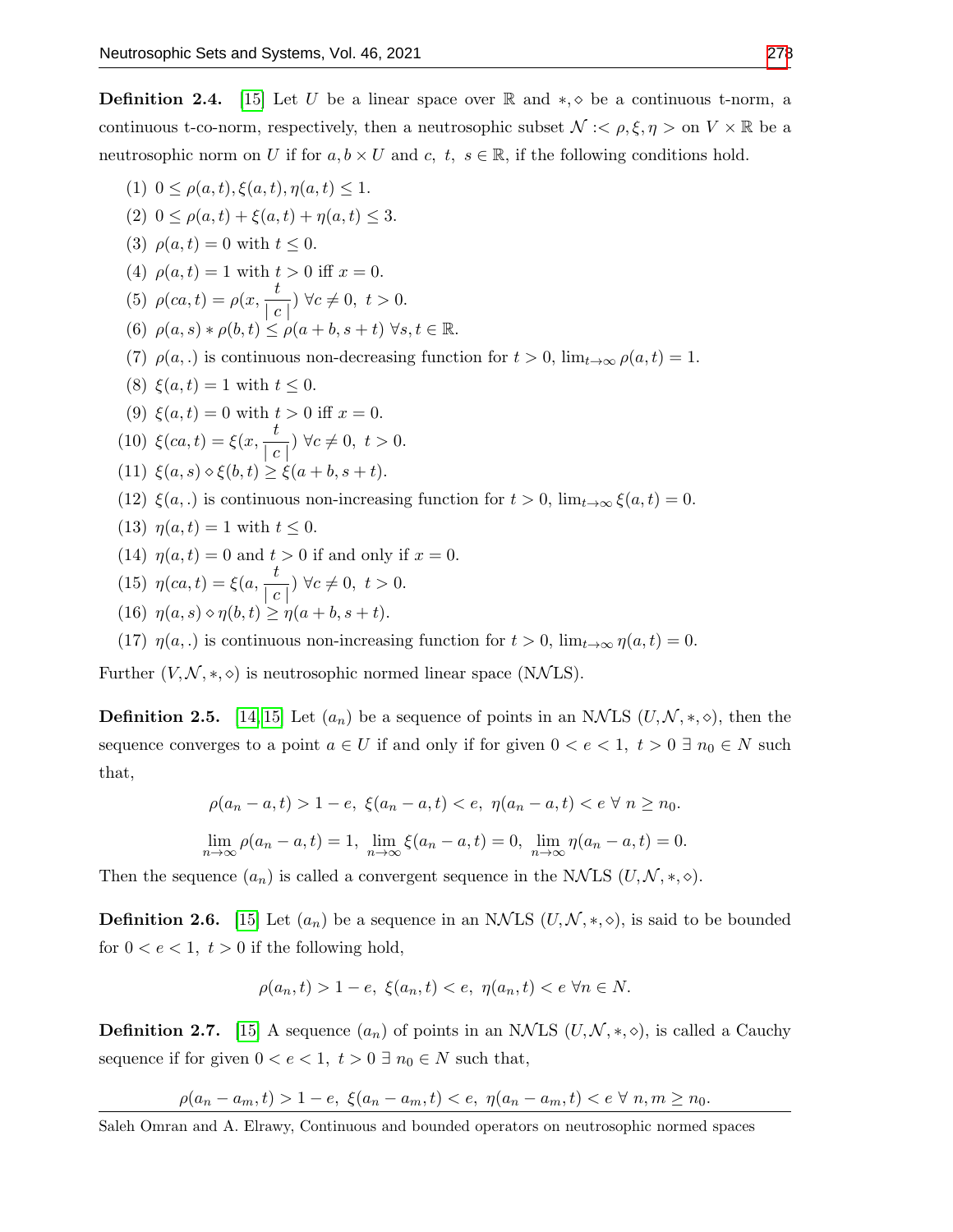**Definition 2.4.** [15] Let $U$ be a linear space over $\mathbb{R}$ and $*, \diamond$ be a continuous t-norm, a continuous t-co-norm, respectively, then a neutrosophic subset $\mathcal{N} :< \rho, \xi, \eta >$ on $V \times \mathbb{R}$ be a neutrosophic norm on $U$ if for $a, b \times U$ and $c,\ t,\ s \in \mathbb{R}$, if the following conditions hold.

(1) $0 \leq \rho(a,t), \xi(a,t), \eta(a,t) \leq 1$.

(2) $0 \leq \rho(a,t) + \xi(a,t) + \eta(a,t) \leq 3$.

(3) $\rho(a,t) = 0$ with $t \leq 0$.

(4) $\rho(a,t) = 1$ with $t > 0$ iff $x = 0$.

(5) $\rho(ca,t) = \rho(x, \dfrac{t}{|c|})\ \forall c \neq 0,\ t > 0$.

(6) $\rho(a,s) * \rho(b,t) \leq \rho(a+b, s+t)\ \forall s,t \in \mathbb{R}$.

(7) $\rho(a,.)$ is continuous non-decreasing function for $t > 0$, $\lim_{t\to\infty} \rho(a,t) = 1$.

(8) $\xi(a,t) = 1$ with $t \leq 0$.

(9) $\xi(a,t) = 0$ with $t > 0$ iff $x = 0$.

(10) $\xi(ca,t) = \xi(x, \dfrac{t}{|c|})\ \forall c \neq 0,\ t > 0$.

(11) $\xi(a,s) \diamond \xi(b,t) \geq \xi(a+b, s+t)$.

(12) $\xi(a,.)$ is continuous non-increasing function for $t > 0$, $\lim_{t\to\infty} \xi(a,t) = 0$.

(13) $\eta(a,t) = 1$ with $t \leq 0$.

(14) $\eta(a,t) = 0$ and $t > 0$ if and only if $x = 0$.

(15) $\eta(ca,t) = \xi(a, \dfrac{t}{|c|})\ \forall c \neq 0,\ t > 0$.

(16) $\eta(a,s) \diamond \eta(b,t) \geq \eta(a+b, s+t)$.

(17) $\eta(a,.)$ is continuous non-increasing function for $t > 0$, $\lim_{t\to\infty} \eta(a,t) = 0$.

Further $(V, \mathcal{N}, *, \diamond)$ is neutrosophic normed linear space (N$\mathcal{N}$LS).

**Definition 2.5.** [14, 15] Let $(a_n)$ be a sequence of points in an N$\mathcal{N}$LS $(U, \mathcal{N}, *, \diamond)$, then the sequence converges to a point $a \in U$ if and only if for given $0 < e < 1,\ t > 0\ \exists\ n_0 \in N$ such that,

$$\rho(a_n - a, t) > 1 - e,\ \xi(a_n - a, t) < e,\ \eta(a_n - a, t) < e\ \forall\ n \geq n_0.$$

$$\lim_{n\to\infty} \rho(a_n - a, t) = 1,\ \lim_{n\to\infty} \xi(a_n - a, t) = 0,\ \lim_{n\to\infty} \eta(a_n - a, t) = 0.$$

Then the sequence $(a_n)$ is called a convergent sequence in the N$\mathcal{N}$LS $(U, \mathcal{N}, *, \diamond)$.

**Definition 2.6.** [15] Let $(a_n)$ be a sequence in an N$\mathcal{N}$LS $(U, \mathcal{N}, *, \diamond)$, is said to be bounded for $0 < e < 1,\ t > 0$ if the following hold,

$$\rho(a_n, t) > 1 - e,\ \xi(a_n, t) < e,\ \eta(a_n, t) < e\ \forall n \in N.$$

**Definition 2.7.** [15] A sequence $(a_n)$ of points in an N$\mathcal{N}$LS $(U, \mathcal{N}, *, \diamond)$, is called a Cauchy sequence if for given $0 < e < 1,\ t > 0\ \exists\ n_0 \in N$ such that,

$$\rho(a_n - a_m, t) > 1 - e,\ \xi(a_n - a_m, t) < e,\ \eta(a_n - a_m, t) < e\ \forall\ n, m \geq n_0.$$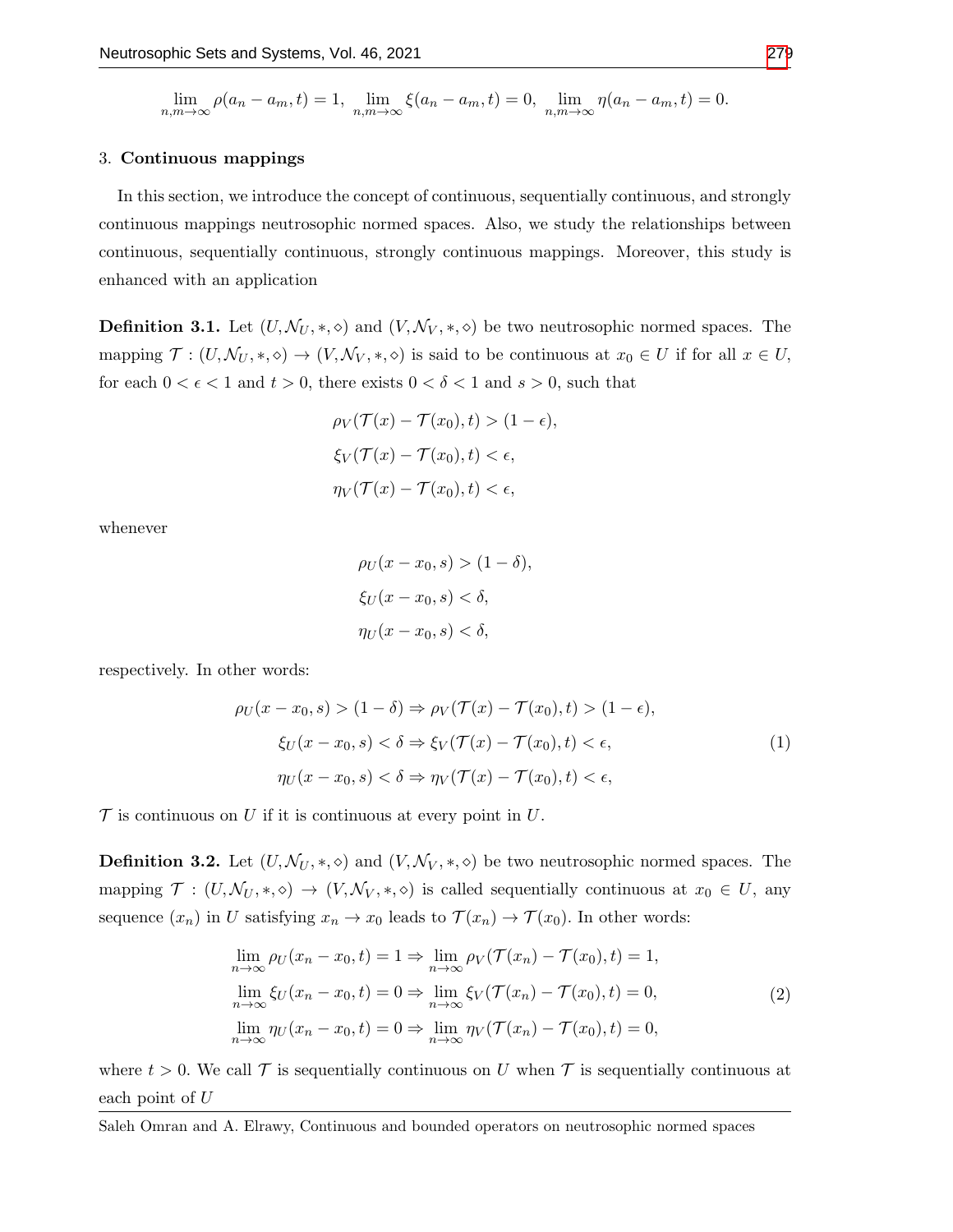$$\lim_{n,m\to\infty} \rho(a_n - a_m, t) = 1,\ \lim_{n,m\to\infty} \xi(a_n - a_m, t) = 0,\ \lim_{n,m\to\infty} \eta(a_n - a_m, t) = 0.$$

## 3. Continuous mappings

In this section, we introduce the concept of continuous, sequentially continuous, and strongly continuous mappings neutrosophic normed spaces. Also, we study the relationships between continuous, sequentially continuous, strongly continuous mappings. Moreover, this study is enhanced with an application

**Definition 3.1.** Let $(U, \mathcal{N}_U, *, \diamond)$ and $(V, \mathcal{N}_V, *, \diamond)$ be two neutrosophic normed spaces. The mapping $\mathcal{T} : (U, \mathcal{N}_U, *, \diamond) \to (V, \mathcal{N}_V, *, \diamond)$ is said to be continuous at $x_0 \in U$ if for all $x \in U$, for each $0 < \epsilon < 1$ and $t > 0$, there exists $0 < \delta < 1$ and $s > 0$, such that

$$\rho_V(\mathcal{T}(x) - \mathcal{T}(x_0), t) > (1 - \epsilon),$$
$$\xi_V(\mathcal{T}(x) - \mathcal{T}(x_0), t) < \epsilon,$$
$$\eta_V(\mathcal{T}(x) - \mathcal{T}(x_0), t) < \epsilon,$$

whenever

$$\rho_U(x - x_0, s) > (1 - \delta),$$
$$\xi_U(x - x_0, s) < \delta,$$
$$\eta_U(x - x_0, s) < \delta,$$

respectively. In other words:

$$\begin{aligned} \rho_U(x - x_0, s) > (1 - \delta) &\Rightarrow \rho_V(\mathcal{T}(x) - \mathcal{T}(x_0), t) > (1 - \epsilon), \\ \xi_U(x - x_0, s) < \delta &\Rightarrow \xi_V(\mathcal{T}(x) - \mathcal{T}(x_0), t) < \epsilon, \\ \eta_U(x - x_0, s) < \delta &\Rightarrow \eta_V(\mathcal{T}(x) - \mathcal{T}(x_0), t) < \epsilon, \end{aligned} \tag{1}$$

$\mathcal{T}$ is continuous on $U$ if it is continuous at every point in $U$.

**Definition 3.2.** Let $(U, \mathcal{N}_U, *, \diamond)$ and $(V, \mathcal{N}_V, *, \diamond)$ be two neutrosophic normed spaces. The mapping $\mathcal{T} : (U, \mathcal{N}_U, *, \diamond) \to (V, \mathcal{N}_V, *, \diamond)$ is called sequentially continuous at $x_0 \in U$, any sequence $(x_n)$ in $U$ satisfying $x_n \to x_0$ leads to $\mathcal{T}(x_n) \to \mathcal{T}(x_0)$. In other words:

$$\begin{aligned} \lim_{n\to\infty} \rho_U(x_n - x_0, t) = 1 &\Rightarrow \lim_{n\to\infty} \rho_V(\mathcal{T}(x_n) - \mathcal{T}(x_0), t) = 1, \\ \lim_{n\to\infty} \xi_U(x_n - x_0, t) = 0 &\Rightarrow \lim_{n\to\infty} \xi_V(\mathcal{T}(x_n) - \mathcal{T}(x_0), t) = 0, \\ \lim_{n\to\infty} \eta_U(x_n - x_0, t) = 0 &\Rightarrow \lim_{n\to\infty} \eta_V(\mathcal{T}(x_n) - \mathcal{T}(x_0), t) = 0, \end{aligned} \tag{2}$$

where $t > 0$. We call $\mathcal{T}$ is sequentially continuous on $U$ when $\mathcal{T}$ is sequentially continuous at each point of $U$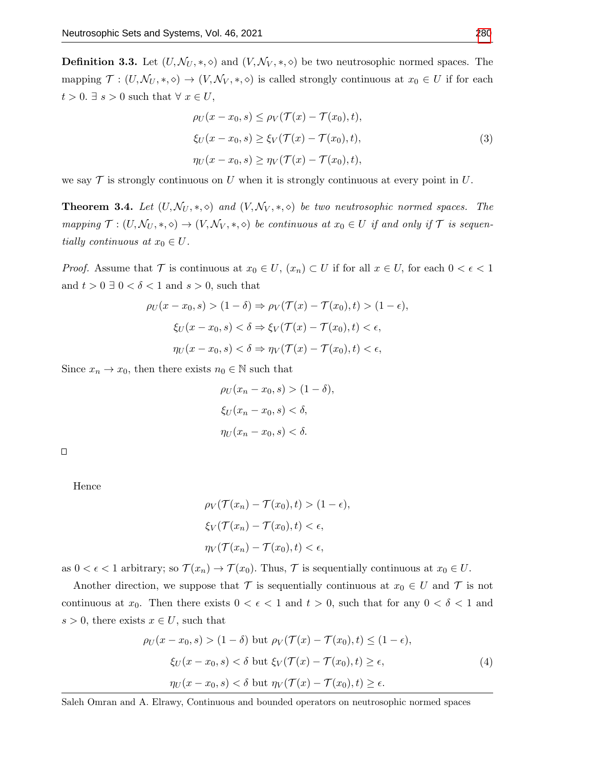**Definition 3.3.** Let $(U, \mathcal{N}_U, *, \diamond)$ and $(V, \mathcal{N}_V, *, \diamond)$ be two neutrosophic normed spaces. The mapping $\mathcal{T} : (U, \mathcal{N}_U, *, \diamond) \to (V, \mathcal{N}_V, *, \diamond)$ is called strongly continuous at $x_0 \in U$ if for each $t > 0$. $\exists\ s > 0$ such that $\forall\ x \in U$,

$$
\begin{aligned}
\rho_U(x - x_0, s) &\leq \rho_V(\mathcal{T}(x) - \mathcal{T}(x_0), t), \\
\xi_U(x - x_0, s) &\geq \xi_V(\mathcal{T}(x) - \mathcal{T}(x_0), t), \qquad (3)\\
\eta_U(x - x_0, s) &\geq \eta_V(\mathcal{T}(x) - \mathcal{T}(x_0), t),
\end{aligned}
$$

we say $\mathcal{T}$ is strongly continuous on $U$ when it is strongly continuous at every point in $U$.

**Theorem 3.4.** *Let $(U, \mathcal{N}_U, *, \diamond)$ and $(V, \mathcal{N}_V, *, \diamond)$ be two neutrosophic normed spaces. The mapping $\mathcal{T} : (U, \mathcal{N}_U, *, \diamond) \to (V, \mathcal{N}_V, *, \diamond)$ be continuous at $x_0 \in U$ if and only if $\mathcal{T}$ is sequentially continuous at $x_0 \in U$.*

*Proof.* Assume that $\mathcal{T}$ is continuous at $x_0 \in U$, $(x_n) \subset U$ if for all $x \in U$, for each $0 < \epsilon < 1$ and $t > 0\ \exists\ 0 < \delta < 1$ and $s > 0$, such that

$$
\begin{aligned}
\rho_U(x - x_0, s) > (1 - \delta) &\Rightarrow \rho_V(\mathcal{T}(x) - \mathcal{T}(x_0), t) > (1 - \epsilon), \\
\xi_U(x - x_0, s) < \delta &\Rightarrow \xi_V(\mathcal{T}(x) - \mathcal{T}(x_0), t) < \epsilon, \\
\eta_U(x - x_0, s) < \delta &\Rightarrow \eta_V(\mathcal{T}(x) - \mathcal{T}(x_0), t) < \epsilon,
\end{aligned}
$$

Since $x_n \to x_0$, then there exists $n_0 \in \mathbb{N}$ such that

$$
\begin{aligned}
\rho_U(x_n - x_0, s) &> (1 - \delta), \\
\xi_U(x_n - x_0, s) &< \delta, \\
\eta_U(x_n - x_0, s) &< \delta.
\end{aligned}
$$

□

Hence

$$
\begin{aligned}
\rho_V(\mathcal{T}(x_n) - \mathcal{T}(x_0), t) &> (1 - \epsilon), \\
\xi_V(\mathcal{T}(x_n) - \mathcal{T}(x_0), t) &< \epsilon, \\
\eta_V(\mathcal{T}(x_n) - \mathcal{T}(x_0), t) &< \epsilon,
\end{aligned}
$$

as $0 < \epsilon < 1$ arbitrary; so $\mathcal{T}(x_n) \to \mathcal{T}(x_0)$. Thus, $\mathcal{T}$ is sequentially continuous at $x_0 \in U$.

Another direction, we suppose that $\mathcal{T}$ is sequentially continuous at $x_0 \in U$ and $\mathcal{T}$ is not continuous at $x_0$. Then there exists $0 < \epsilon < 1$ and $t > 0$, such that for any $0 < \delta < 1$ and $s > 0$, there exists $x \in U$, such that

$$
\begin{aligned}
\rho_U(x - x_0, s) > (1 - \delta) &\text{ but } \rho_V(\mathcal{T}(x) - \mathcal{T}(x_0), t) \leq (1 - \epsilon), \\
\xi_U(x - x_0, s) < \delta &\text{ but } \xi_V(\mathcal{T}(x) - \mathcal{T}(x_0), t) \geq \epsilon, \qquad (4)\\
\eta_U(x - x_0, s) < \delta &\text{ but } \eta_V(\mathcal{T}(x) - \mathcal{T}(x_0), t) \geq \epsilon.
\end{aligned}
$$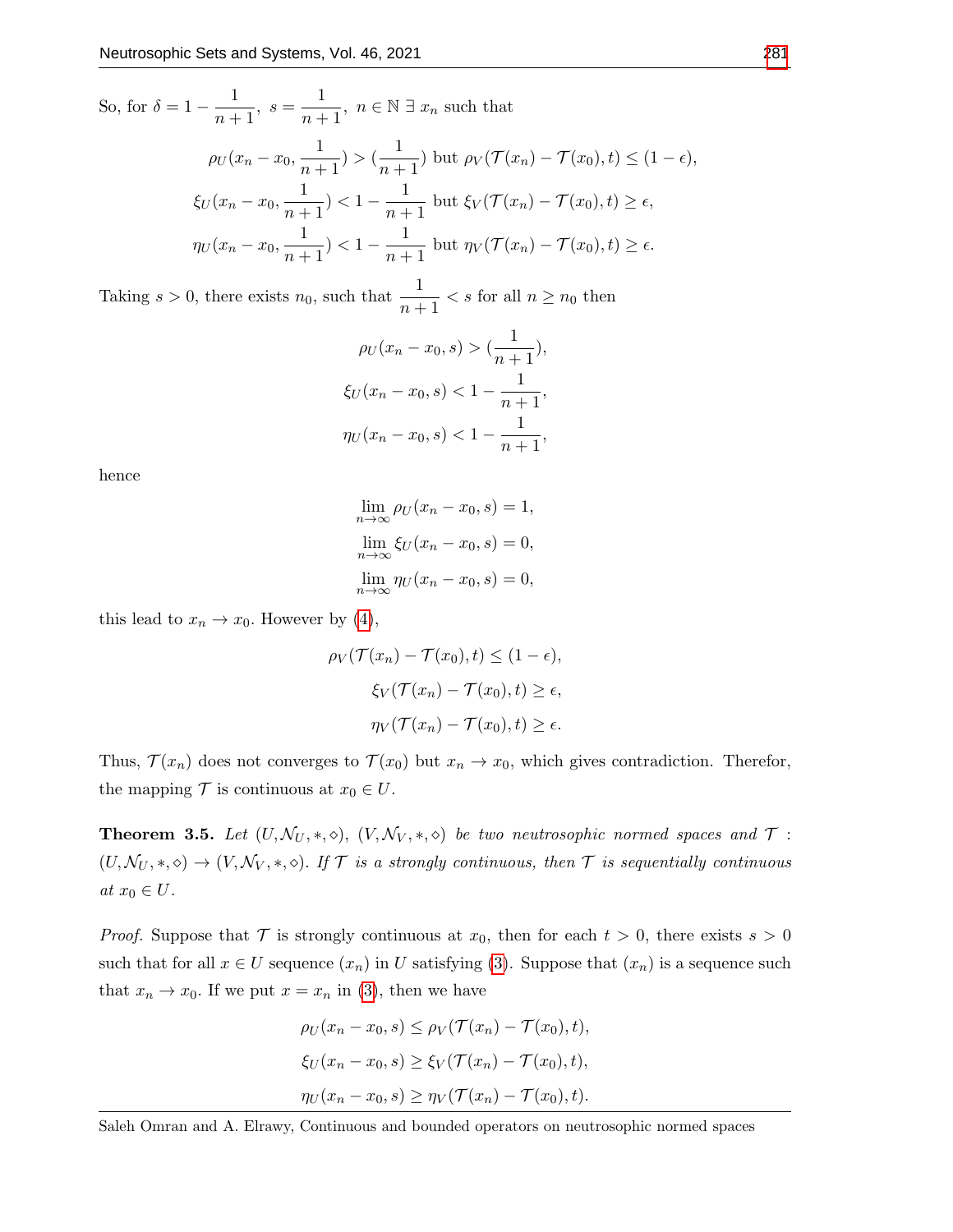So, for $\delta = 1 - \dfrac{1}{n+1}$, $s = \dfrac{1}{n+1}$, $n \in \mathbb{N}$ $\exists$ $x_n$ such that

$$
\begin{aligned}
\rho_U(x_n - x_0, \frac{1}{n+1}) > (\frac{1}{n+1}) &\text{ but } \rho_V(\mathcal{T}(x_n) - \mathcal{T}(x_0), t) \leq (1-\epsilon),\\
\xi_U(x_n - x_0, \frac{1}{n+1}) < 1 - \frac{1}{n+1} &\text{ but } \xi_V(\mathcal{T}(x_n) - \mathcal{T}(x_0), t) \geq \epsilon,\\
\eta_U(x_n - x_0, \frac{1}{n+1}) < 1 - \frac{1}{n+1} &\text{ but } \eta_V(\mathcal{T}(x_n) - \mathcal{T}(x_0), t) \geq \epsilon.
\end{aligned}
$$

Taking $s > 0$, there exists $n_0$, such that $\dfrac{1}{n+1} < s$ for all $n \geq n_0$ then

$$
\begin{aligned}
\rho_U(x_n - x_0, s) &> (\frac{1}{n+1}),\\
\xi_U(x_n - x_0, s) &< 1 - \frac{1}{n+1},\\
\eta_U(x_n - x_0, s) &< 1 - \frac{1}{n+1},
\end{aligned}
$$

hence

$$
\begin{aligned}
\lim_{n\to\infty} \rho_U(x_n - x_0, s) &= 1,\\
\lim_{n\to\infty} \xi_U(x_n - x_0, s) &= 0,\\
\lim_{n\to\infty} \eta_U(x_n - x_0, s) &= 0,
\end{aligned}
$$

this lead to $x_n \to x_0$. However by (4),

$$
\begin{aligned}
\rho_V(\mathcal{T}(x_n) - \mathcal{T}(x_0), t) &\leq (1-\epsilon),\\
\xi_V(\mathcal{T}(x_n) - \mathcal{T}(x_0), t) &\geq \epsilon,\\
\eta_V(\mathcal{T}(x_n) - \mathcal{T}(x_0), t) &\geq \epsilon.
\end{aligned}
$$

Thus, $\mathcal{T}(x_n)$ does not converges to $\mathcal{T}(x_0)$ but $x_n \to x_0$, which gives contradiction. Therefor, the mapping $\mathcal{T}$ is continuous at $x_0 \in U$.

**Theorem 3.5.** *Let $(U, \mathcal{N}_U, *, \diamond)$, $(V, \mathcal{N}_V, *, \diamond)$ be two neutrosophic normed spaces and $\mathcal{T} : (U, \mathcal{N}_U, *, \diamond) \to (V, \mathcal{N}_V, *, \diamond)$. If $\mathcal{T}$ is a strongly continuous, then $\mathcal{T}$ is sequentially continuous at $x_0 \in U$.*

*Proof.* Suppose that $\mathcal{T}$ is strongly continuous at $x_0$, then for each $t > 0$, there exists $s > 0$ such that for all $x \in U$ sequence $(x_n)$ in $U$ satisfying (3). Suppose that $(x_n)$ is a sequence such that $x_n \to x_0$. If we put $x = x_n$ in (3), then we have

$$
\begin{aligned}
\rho_U(x_n - x_0, s) &\leq \rho_V(\mathcal{T}(x_n) - \mathcal{T}(x_0), t),\\
\xi_U(x_n - x_0, s) &\geq \xi_V(\mathcal{T}(x_n) - \mathcal{T}(x_0), t),\\
\eta_U(x_n - x_0, s) &\geq \eta_V(\mathcal{T}(x_n) - \mathcal{T}(x_0), t).
\end{aligned}
$$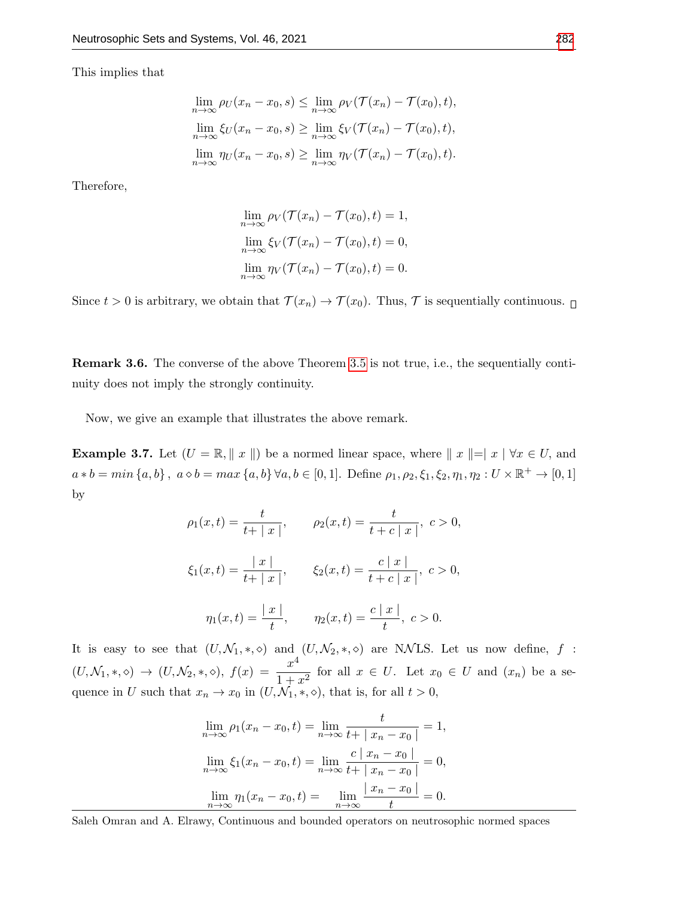This implies that

$$\lim_{n\to\infty} \rho_U(x_n - x_0, s) \leq \lim_{n\to\infty} \rho_V(\mathcal{T}(x_n) - \mathcal{T}(x_0), t),$$
$$\lim_{n\to\infty} \xi_U(x_n - x_0, s) \geq \lim_{n\to\infty} \xi_V(\mathcal{T}(x_n) - \mathcal{T}(x_0), t),$$
$$\lim_{n\to\infty} \eta_U(x_n - x_0, s) \geq \lim_{n\to\infty} \eta_V(\mathcal{T}(x_n) - \mathcal{T}(x_0), t).$$

Therefore,

$$\lim_{n\to\infty} \rho_V(\mathcal{T}(x_n) - \mathcal{T}(x_0), t) = 1,$$
$$\lim_{n\to\infty} \xi_V(\mathcal{T}(x_n) - \mathcal{T}(x_0), t) = 0,$$
$$\lim_{n\to\infty} \eta_V(\mathcal{T}(x_n) - \mathcal{T}(x_0), t) = 0.$$

Since $t > 0$ is arbitrary, we obtain that $\mathcal{T}(x_n) \to \mathcal{T}(x_0)$. Thus, $\mathcal{T}$ is sequentially continuous. □

**Remark 3.6.** The converse of the above Theorem 3.5 is not true, i.e., the sequentially continuity does not imply the strongly continuity.

Now, we give an example that illustrates the above remark.

**Example 3.7.** Let $(U = \mathbb{R}, \| x \|)$ be a normed linear space, where $\| x \| = | x | \; \forall x \in U$, and $a * b = min\{a, b\}$, $a \diamond b = max\{a, b\} \, \forall a, b \in [0, 1]$. Define $\rho_1, \rho_2, \xi_1, \xi_2, \eta_1, \eta_2 : U \times \mathbb{R}^+ \to [0, 1]$ by

$$\rho_1(x, t) = \frac{t}{t + | x |}, \qquad \rho_2(x, t) = \frac{t}{t + c | x |}, \; c > 0,$$

$$\xi_1(x, t) = \frac{| x |}{t + | x |}, \qquad \xi_2(x, t) = \frac{c | x |}{t + c | x |}, \; c > 0,$$

$$\eta_1(x, t) = \frac{| x |}{t}, \qquad \eta_2(x, t) = \frac{c | x |}{t}, \; c > 0.$$

It is easy to see that $(U, \mathcal{N}_1, *, \diamond)$ and $(U, \mathcal{N}_2, *, \diamond)$ are N$\mathcal{N}$LS. Let us now define, $f : (U, \mathcal{N}_1, *, \diamond) \to (U, \mathcal{N}_2, *, \diamond)$, $f(x) = \dfrac{x^4}{1 + x^2}$ for all $x \in U$. Let $x_0 \in U$ and $(x_n)$ be a sequence in $U$ such that $x_n \to x_0$ in $(U, \mathcal{N}_1, *, \diamond)$, that is, for all $t > 0$,

$$\lim_{n\to\infty} \rho_1(x_n - x_0, t) = \lim_{n\to\infty} \frac{t}{t + | x_n - x_0 |} = 1,$$
$$\lim_{n\to\infty} \xi_1(x_n - x_0, t) = \lim_{n\to\infty} \frac{c | x_n - x_0 |}{t + | x_n - x_0 |} = 0,$$
$$\lim_{n\to\infty} \eta_1(x_n - x_0, t) = \lim_{n\to\infty} \frac{| x_n - x_0 |}{t} = 0.$$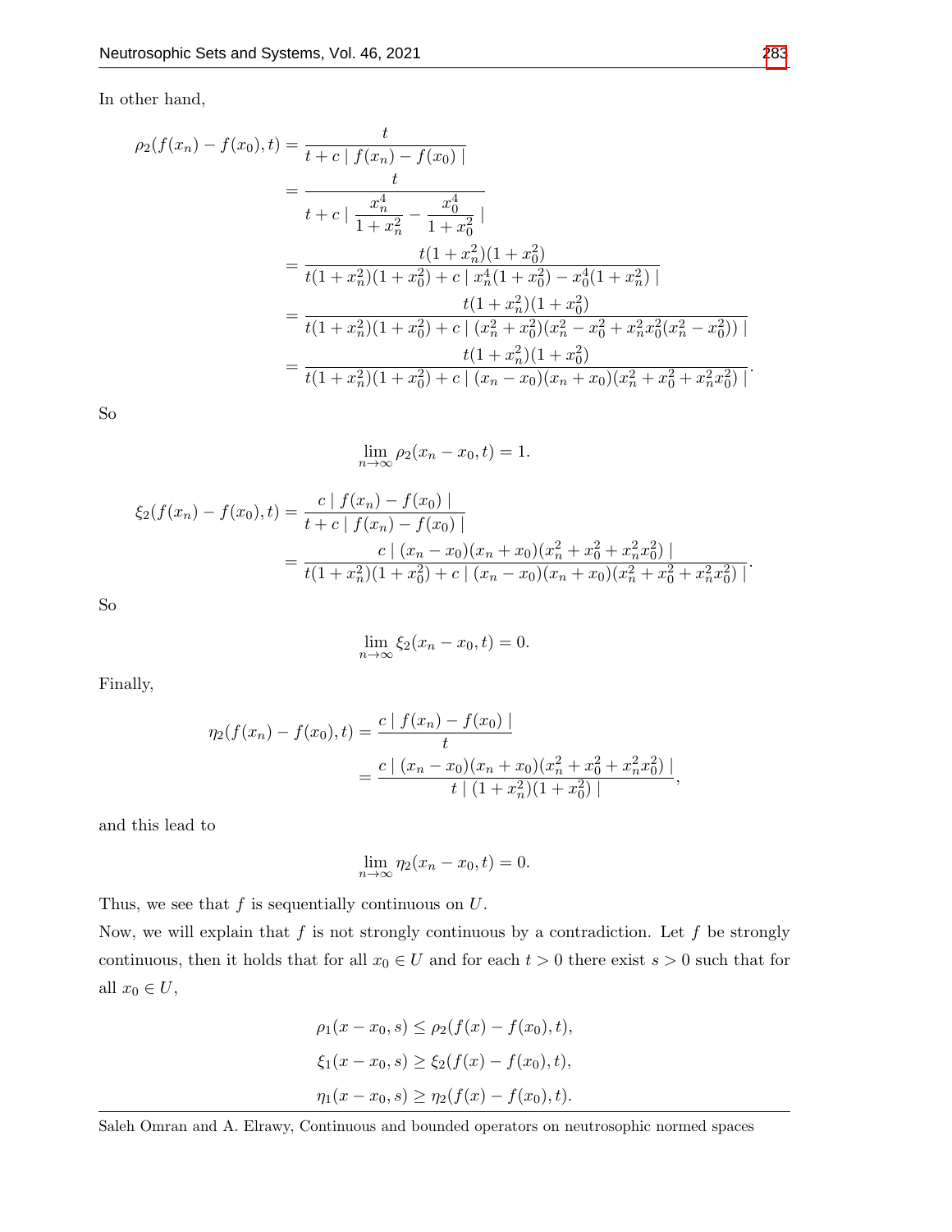In other hand,

$$
\begin{aligned}
\rho_2(f(x_n)-f(x_0),t) &= \frac{t}{t+c\mid f(x_n)-f(x_0)\mid} \\
&= \frac{t}{t+c\mid \dfrac{x_n^4}{1+x_n^2}-\dfrac{x_0^4}{1+x_0^2}\mid} \\
&= \frac{t(1+x_n^2)(1+x_0^2)}{t(1+x_n^2)(1+x_0^2)+c\mid x_n^4(1+x_0^2)-x_0^4(1+x_n^2)\mid} \\
&= \frac{t(1+x_n^2)(1+x_0^2)}{t(1+x_n^2)(1+x_0^2)+c\mid (x_n^2+x_0^2)(x_n^2-x_0^2+x_n^2x_0^2(x_n^2-x_0^2))\mid} \\
&= \frac{t(1+x_n^2)(1+x_0^2)}{t(1+x_n^2)(1+x_0^2)+c\mid (x_n-x_0)(x_n+x_0)(x_n^2+x_0^2+x_n^2x_0^2)\mid}.
\end{aligned}
$$

So

$$
\lim_{n\to\infty}\rho_2(x_n-x_0,t)=1.
$$

$$
\begin{aligned}
\xi_2(f(x_n)-f(x_0),t) &= \frac{c\mid f(x_n)-f(x_0)\mid}{t+c\mid f(x_n)-f(x_0)\mid} \\
&= \frac{c\mid (x_n-x_0)(x_n+x_0)(x_n^2+x_0^2+x_n^2x_0^2)\mid}{t(1+x_n^2)(1+x_0^2)+c\mid (x_n-x_0)(x_n+x_0)(x_n^2+x_0^2+x_n^2x_0^2)\mid}.
\end{aligned}
$$

So

$$
\lim_{n\to\infty}\xi_2(x_n-x_0,t)=0.
$$

Finally,

$$
\begin{aligned}
\eta_2(f(x_n)-f(x_0),t) &= \frac{c\mid f(x_n)-f(x_0)\mid}{t} \\
&= \frac{c\mid (x_n-x_0)(x_n+x_0)(x_n^2+x_0^2+x_n^2x_0^2)\mid}{t\mid (1+x_n^2)(1+x_0^2)\mid},
\end{aligned}
$$

and this lead to

$$
\lim_{n\to\infty}\eta_2(x_n-x_0,t)=0.
$$

Thus, we see that $f$ is sequentially continuous on $U$.

Now, we will explain that $f$ is not strongly continuous by a contradiction. Let $f$ be strongly continuous, then it holds that for all $x_0\in U$ and for each $t>0$ there exist $s>0$ such that for all $x_0\in U$,

$$
\rho_1(x-x_0,s)\le\rho_2(f(x)-f(x_0),t),
$$

$$
\xi_1(x-x_0,s)\ge\xi_2(f(x)-f(x_0),t),
$$

$$
\eta_1(x-x_0,s)\ge\eta_2(f(x)-f(x_0),t).
$$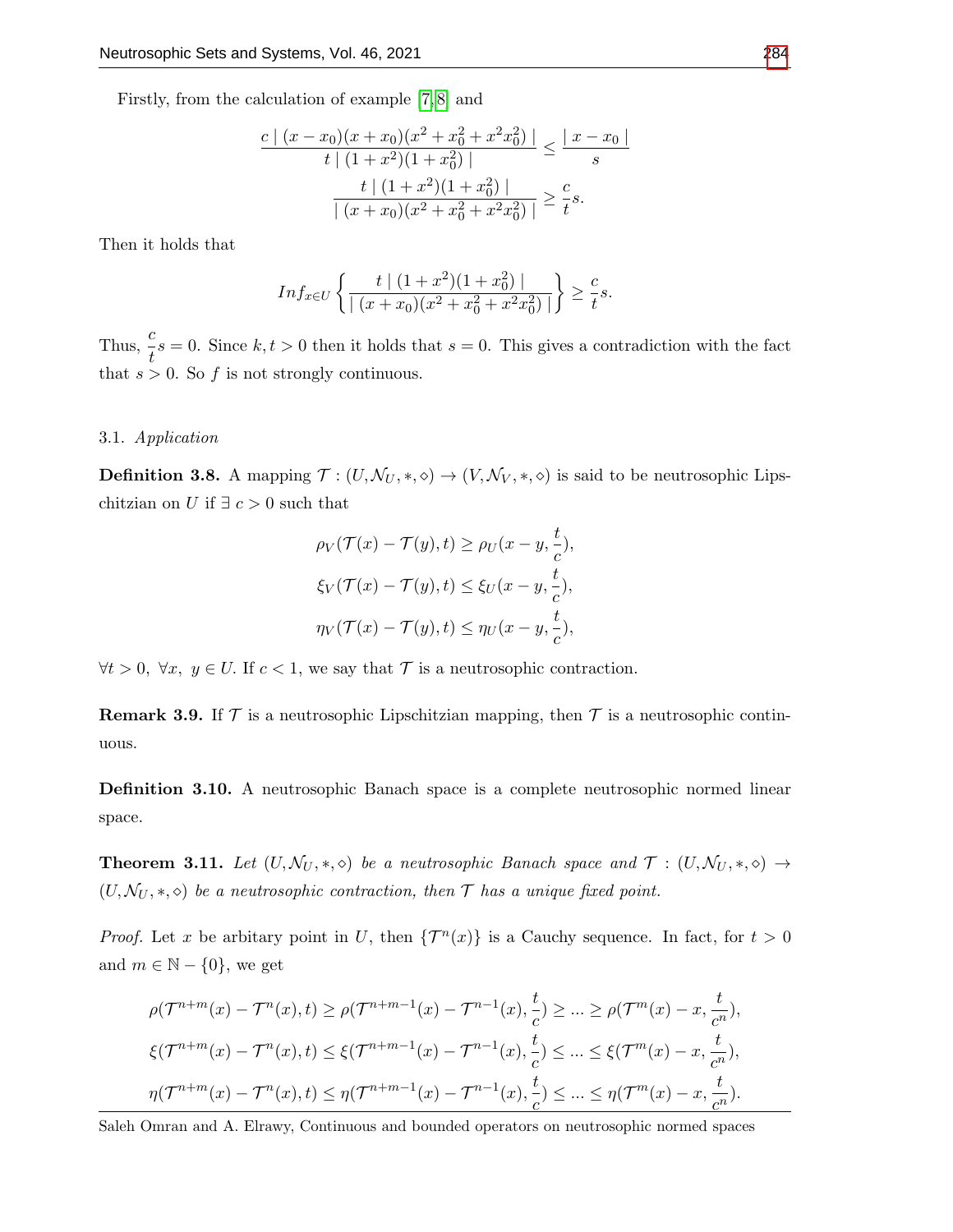Firstly, from the calculation of example [7,8] and

$$\frac{c \mid (x-x_0)(x+x_0)(x^2+x_0^2+x^2x_0^2) \mid}{t \mid (1+x^2)(1+x_0^2) \mid} \leq \frac{\mid x-x_0 \mid}{s}$$

$$\frac{t \mid (1+x^2)(1+x_0^2) \mid}{\mid (x+x_0)(x^2+x_0^2+x^2x_0^2) \mid} \geq \frac{c}{t}s.$$

Then it holds that

$$Inf_{x\in U}\left\{\frac{t \mid (1+x^2)(1+x_0^2) \mid}{\mid (x+x_0)(x^2+x_0^2+x^2x_0^2) \mid}\right\} \geq \frac{c}{t}s.$$

Thus, $\frac{c}{t}s = 0$. Since $k, t > 0$ then it holds that $s = 0$. This gives a contradiction with the fact that $s > 0$. So $f$ is not strongly continuous.

### 3.1. *Application*

**Definition 3.8.** A mapping $\mathcal{T} : (U, \mathcal{N}_U, *, \diamond) \to (V, \mathcal{N}_V, *, \diamond)$ is said to be neutrosophic Lipschitzian on $U$ if $\exists\ c > 0$ such that

$$\rho_V(\mathcal{T}(x) - \mathcal{T}(y), t) \geq \rho_U(x-y, \frac{t}{c}),$$

$$\xi_V(\mathcal{T}(x) - \mathcal{T}(y), t) \leq \xi_U(x-y, \frac{t}{c}),$$

$$\eta_V(\mathcal{T}(x) - \mathcal{T}(y), t) \leq \eta_U(x-y, \frac{t}{c}),$$

$\forall t > 0,\ \forall x,\ y \in U$. If $c < 1$, we say that $\mathcal{T}$ is a neutrosophic contraction.

**Remark 3.9.** If $\mathcal{T}$ is a neutrosophic Lipschitzian mapping, then $\mathcal{T}$ is a neutrosophic continuous.

**Definition 3.10.** A neutrosophic Banach space is a complete neutrosophic normed linear space.

**Theorem 3.11.** *Let $(U, \mathcal{N}_U, *, \diamond)$ be a neutrosophic Banach space and $\mathcal{T} : (U, \mathcal{N}_U, *, \diamond) \to (U, \mathcal{N}_U, *, \diamond)$ be a neutrosophic contraction, then $\mathcal{T}$ has a unique fixed point.*

*Proof.* Let $x$ be arbitary point in $U$, then $\{\mathcal{T}^n(x)\}$ is a Cauchy sequence. In fact, for $t > 0$ and $m \in \mathbb{N} - \{0\}$, we get

$$\rho(\mathcal{T}^{n+m}(x) - \mathcal{T}^n(x), t) \geq \rho(\mathcal{T}^{n+m-1}(x) - \mathcal{T}^{n-1}(x), \frac{t}{c}) \geq ... \geq \rho(\mathcal{T}^m(x) - x, \frac{t}{c^n}),$$

$$\xi(\mathcal{T}^{n+m}(x) - \mathcal{T}^n(x), t) \leq \xi(\mathcal{T}^{n+m-1}(x) - \mathcal{T}^{n-1}(x), \frac{t}{c}) \leq ... \leq \xi(\mathcal{T}^m(x) - x, \frac{t}{c^n}),$$

$$\eta(\mathcal{T}^{n+m}(x) - \mathcal{T}^n(x), t) \leq \eta(\mathcal{T}^{n+m-1}(x) - \mathcal{T}^{n-1}(x), \frac{t}{c}) \leq ... \leq \eta(\mathcal{T}^m(x) - x, \frac{t}{c^n}).$$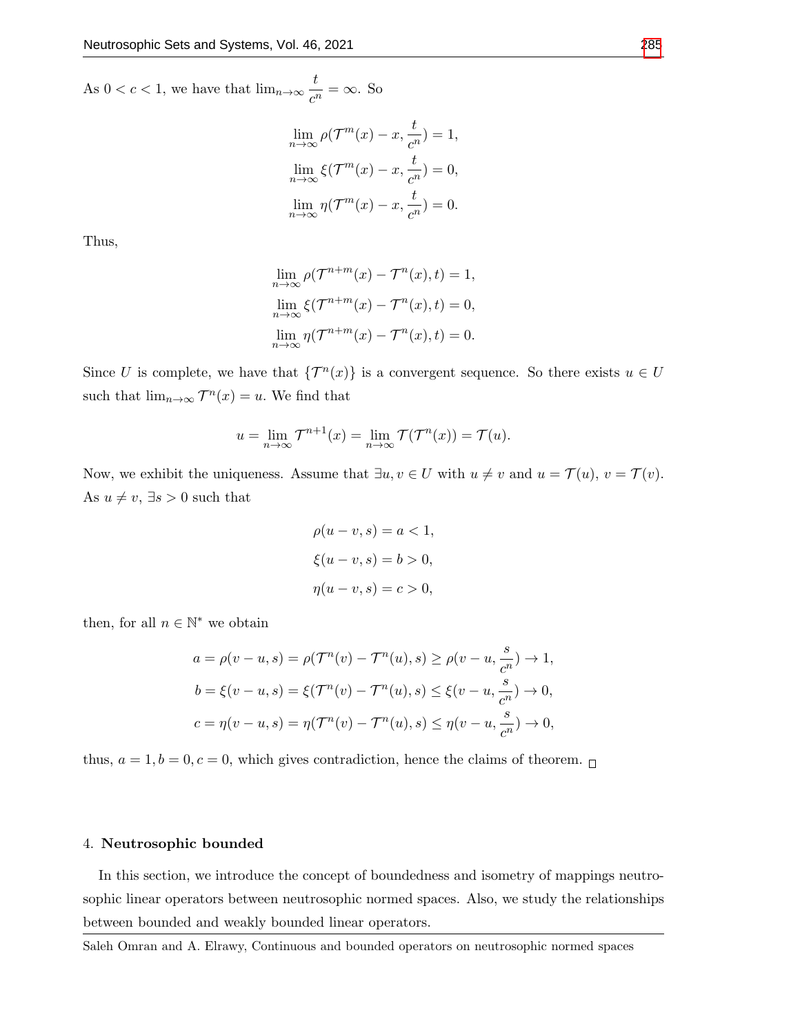As $0 < c < 1$, we have that $\lim_{n\to\infty} \dfrac{t}{c^n} = \infty$. So

$$\lim_{n\to\infty} \rho(\mathcal{T}^m(x) - x, \frac{t}{c^n}) = 1,$$
$$\lim_{n\to\infty} \xi(\mathcal{T}^m(x) - x, \frac{t}{c^n}) = 0,$$
$$\lim_{n\to\infty} \eta(\mathcal{T}^m(x) - x, \frac{t}{c^n}) = 0.$$

Thus,

$$\lim_{n\to\infty} \rho(\mathcal{T}^{n+m}(x) - \mathcal{T}^n(x), t) = 1,$$
$$\lim_{n\to\infty} \xi(\mathcal{T}^{n+m}(x) - \mathcal{T}^n(x), t) = 0,$$
$$\lim_{n\to\infty} \eta(\mathcal{T}^{n+m}(x) - \mathcal{T}^n(x), t) = 0.$$

Since $U$ is complete, we have that $\{\mathcal{T}^n(x)\}$ is a convergent sequence. So there exists $u \in U$ such that $\lim_{n\to\infty} \mathcal{T}^n(x) = u$. We find that

$$u = \lim_{n\to\infty} \mathcal{T}^{n+1}(x) = \lim_{n\to\infty} \mathcal{T}(\mathcal{T}^n(x)) = \mathcal{T}(u).$$

Now, we exhibit the uniqueness. Assume that $\exists u, v \in U$ with $u \neq v$ and $u = \mathcal{T}(u)$, $v = \mathcal{T}(v)$. As $u \neq v$, $\exists s > 0$ such that

$$\rho(u - v, s) = a < 1,$$
$$\xi(u - v, s) = b > 0,$$
$$\eta(u - v, s) = c > 0,$$

then, for all $n \in \mathbb{N}^*$ we obtain

$$a = \rho(v - u, s) = \rho(\mathcal{T}^n(v) - \mathcal{T}^n(u), s) \geq \rho(v - u, \frac{s}{c^n}) \to 1,$$
$$b = \xi(v - u, s) = \xi(\mathcal{T}^n(v) - \mathcal{T}^n(u), s) \leq \xi(v - u, \frac{s}{c^n}) \to 0,$$
$$c = \eta(v - u, s) = \eta(\mathcal{T}^n(v) - \mathcal{T}^n(u), s) \leq \eta(v - u, \frac{s}{c^n}) \to 0,$$

thus, $a = 1, b = 0, c = 0$, which gives contradiction, hence the claims of theorem. □

## 4. Neutrosophic bounded

In this section, we introduce the concept of boundedness and isometry of mappings neutrosophic linear operators between neutrosophic normed spaces. Also, we study the relationships between bounded and weakly bounded linear operators.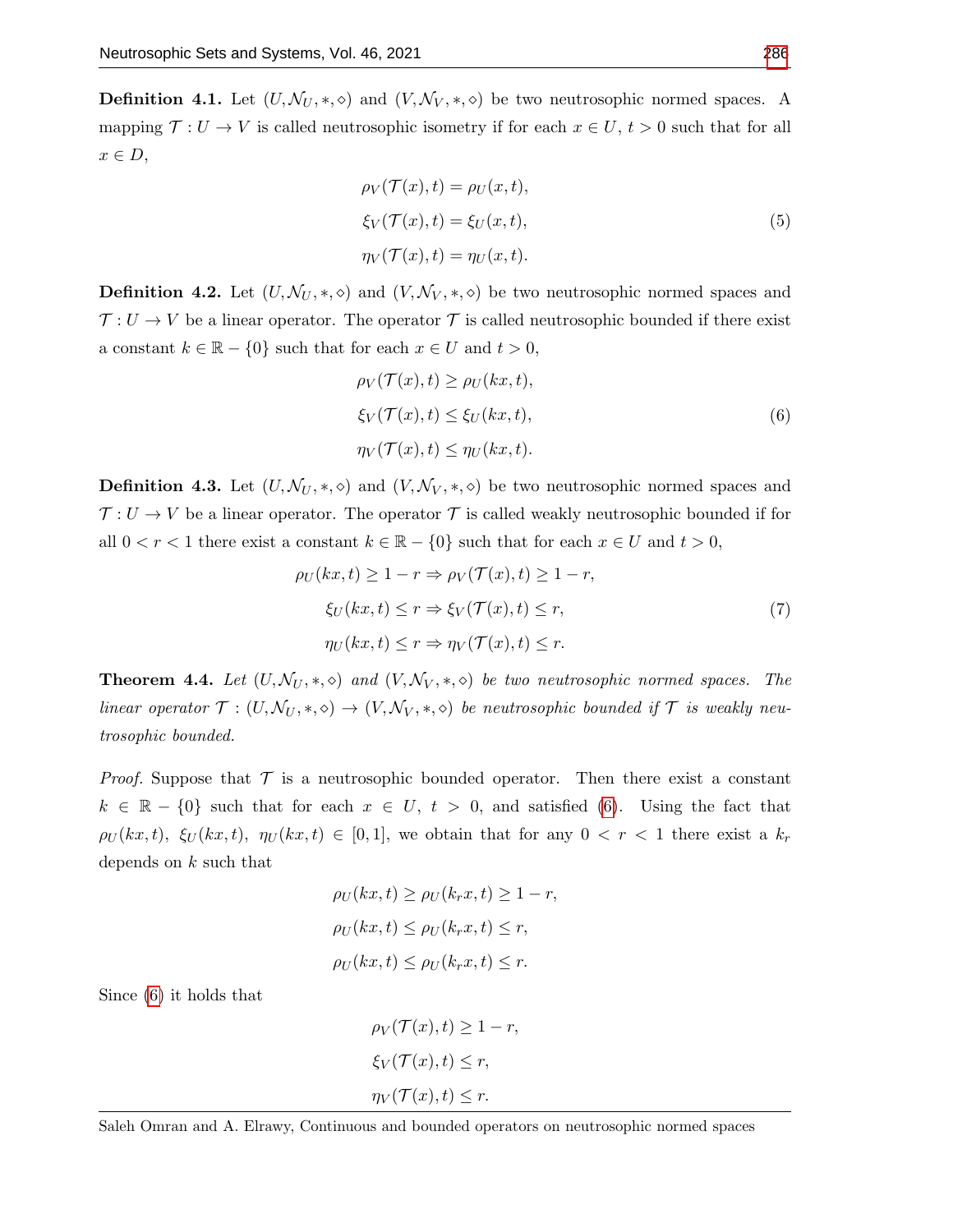**Definition 4.1.** Let $(U, \mathcal{N}_U, *, \diamond)$ and $(V, \mathcal{N}_V, *, \diamond)$ be two neutrosophic normed spaces. A mapping $\mathcal{T} : U \to V$ is called neutrosophic isometry if for each $x \in U$, $t > 0$ such that for all $x \in D$,

$$
\begin{aligned}
\rho_V(\mathcal{T}(x), t) &= \rho_U(x, t), \\
\xi_V(\mathcal{T}(x), t) &= \xi_U(x, t), \\
\eta_V(\mathcal{T}(x), t) &= \eta_U(x, t).
\end{aligned}
\tag{5}
$$

**Definition 4.2.** Let $(U, \mathcal{N}_U, *, \diamond)$ and $(V, \mathcal{N}_V, *, \diamond)$ be two neutrosophic normed spaces and $\mathcal{T} : U \to V$ be a linear operator. The operator $\mathcal{T}$ is called neutrosophic bounded if there exist a constant $k \in \mathbb{R} - \{0\}$ such that for each $x \in U$ and $t > 0$,

$$
\begin{aligned}
\rho_V(\mathcal{T}(x), t) &\geq \rho_U(kx, t), \\
\xi_V(\mathcal{T}(x), t) &\leq \xi_U(kx, t), \\
\eta_V(\mathcal{T}(x), t) &\leq \eta_U(kx, t).
\end{aligned}
\tag{6}
$$

**Definition 4.3.** Let $(U, \mathcal{N}_U, *, \diamond)$ and $(V, \mathcal{N}_V, *, \diamond)$ be two neutrosophic normed spaces and $\mathcal{T} : U \to V$ be a linear operator. The operator $\mathcal{T}$ is called weakly neutrosophic bounded if for all $0 < r < 1$ there exist a constant $k \in \mathbb{R} - \{0\}$ such that for each $x \in U$ and $t > 0$,

$$
\begin{aligned}
\rho_U(kx, t) \geq 1 - r &\Rightarrow \rho_V(\mathcal{T}(x), t) \geq 1 - r, \\
\xi_U(kx, t) \leq r &\Rightarrow \xi_V(\mathcal{T}(x), t) \leq r, \\
\eta_U(kx, t) \leq r &\Rightarrow \eta_V(\mathcal{T}(x), t) \leq r.
\end{aligned}
\tag{7}
$$

**Theorem 4.4.** *Let $(U, \mathcal{N}_U, *, \diamond)$ and $(V, \mathcal{N}_V, *, \diamond)$ be two neutrosophic normed spaces. The linear operator $\mathcal{T} : (U, \mathcal{N}_U, *, \diamond) \to (V, \mathcal{N}_V, *, \diamond)$ be neutrosophic bounded if $\mathcal{T}$ is weakly neutrosophic bounded.*

*Proof.* Suppose that $\mathcal{T}$ is a neutrosophic bounded operator. Then there exist a constant $k \in \mathbb{R} - \{0\}$ such that for each $x \in U$, $t > 0$, and satisfied (6). Using the fact that $\rho_U(kx, t)$, $\xi_U(kx, t)$, $\eta_U(kx, t) \in [0, 1]$, we obtain that for any $0 < r < 1$ there exist a $k_r$ depends on $k$ such that

$$
\begin{aligned}
\rho_U(kx, t) &\geq \rho_U(k_r x, t) \geq 1 - r, \\
\rho_U(kx, t) &\leq \rho_U(k_r x, t) \leq r, \\
\rho_U(kx, t) &\leq \rho_U(k_r x, t) \leq r.
\end{aligned}
$$

Since (6) it holds that

$$
\begin{aligned}
\rho_V(\mathcal{T}(x), t) &\geq 1 - r, \\
\xi_V(\mathcal{T}(x), t) &\leq r, \\
\eta_V(\mathcal{T}(x), t) &\leq r.
\end{aligned}
$$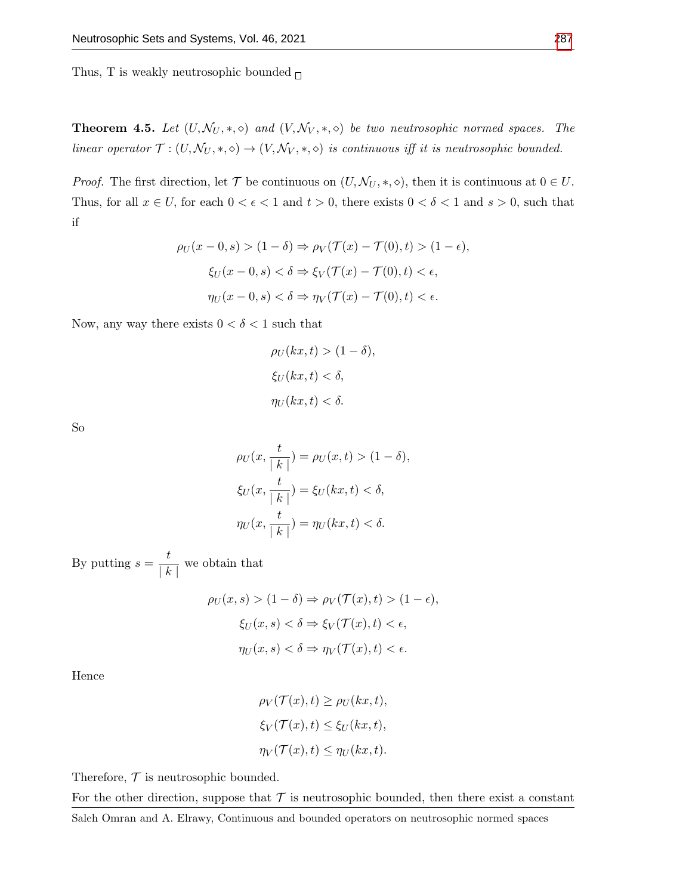Thus, T is weakly neutrosophic bounded $\square$

**Theorem 4.5.** *Let $(U, \mathcal{N}_U, *, \diamond)$ and $(V, \mathcal{N}_V, *, \diamond)$ be two neutrosophic normed spaces. The linear operator $\mathcal{T} : (U, \mathcal{N}_U, *, \diamond) \to (V, \mathcal{N}_V, *, \diamond)$ is continuous iff it is neutrosophic bounded.*

*Proof.* The first direction, let $\mathcal{T}$ be continuous on $(U, \mathcal{N}_U, *, \diamond)$, then it is continuous at $0 \in U$. Thus, for all $x \in U$, for each $0 < \epsilon < 1$ and $t > 0$, there exists $0 < \delta < 1$ and $s > 0$, such that if

$$\rho_U(x - 0, s) > (1 - \delta) \Rightarrow \rho_V(\mathcal{T}(x) - \mathcal{T}(0), t) > (1 - \epsilon),$$

$$\xi_U(x - 0, s) < \delta \Rightarrow \xi_V(\mathcal{T}(x) - \mathcal{T}(0), t) < \epsilon,$$

$$\eta_U(x - 0, s) < \delta \Rightarrow \eta_V(\mathcal{T}(x) - \mathcal{T}(0), t) < \epsilon.$$

Now, any way there exists $0 < \delta < 1$ such that

$$\rho_U(kx, t) > (1 - \delta),$$

$$\xi_U(kx, t) < \delta,$$

$$\eta_U(kx, t) < \delta.$$

So

$$\rho_U(x, \frac{t}{\mid k \mid}) = \rho_U(x, t) > (1 - \delta),$$

$$\xi_U(x, \frac{t}{\mid k \mid}) = \xi_U(kx, t) < \delta,$$

$$\eta_U(x, \frac{t}{\mid k \mid}) = \eta_U(kx, t) < \delta.$$

By putting $s = \dfrac{t}{\mid k \mid}$ we obtain that

$$\rho_U(x, s) > (1 - \delta) \Rightarrow \rho_V(\mathcal{T}(x), t) > (1 - \epsilon),$$

$$\xi_U(x, s) < \delta \Rightarrow \xi_V(\mathcal{T}(x), t) < \epsilon,$$

$$\eta_U(x, s) < \delta \Rightarrow \eta_V(\mathcal{T}(x), t) < \epsilon.$$

Hence

$$\rho_V(\mathcal{T}(x), t) \geq \rho_U(kx, t),$$

$$\xi_V(\mathcal{T}(x), t) \leq \xi_U(kx, t),$$

$$\eta_V(\mathcal{T}(x), t) \leq \eta_U(kx, t).$$

Therefore, $\mathcal{T}$ is neutrosophic bounded.

For the other direction, suppose that $\mathcal{T}$ is neutrosophic bounded, then there exist a constant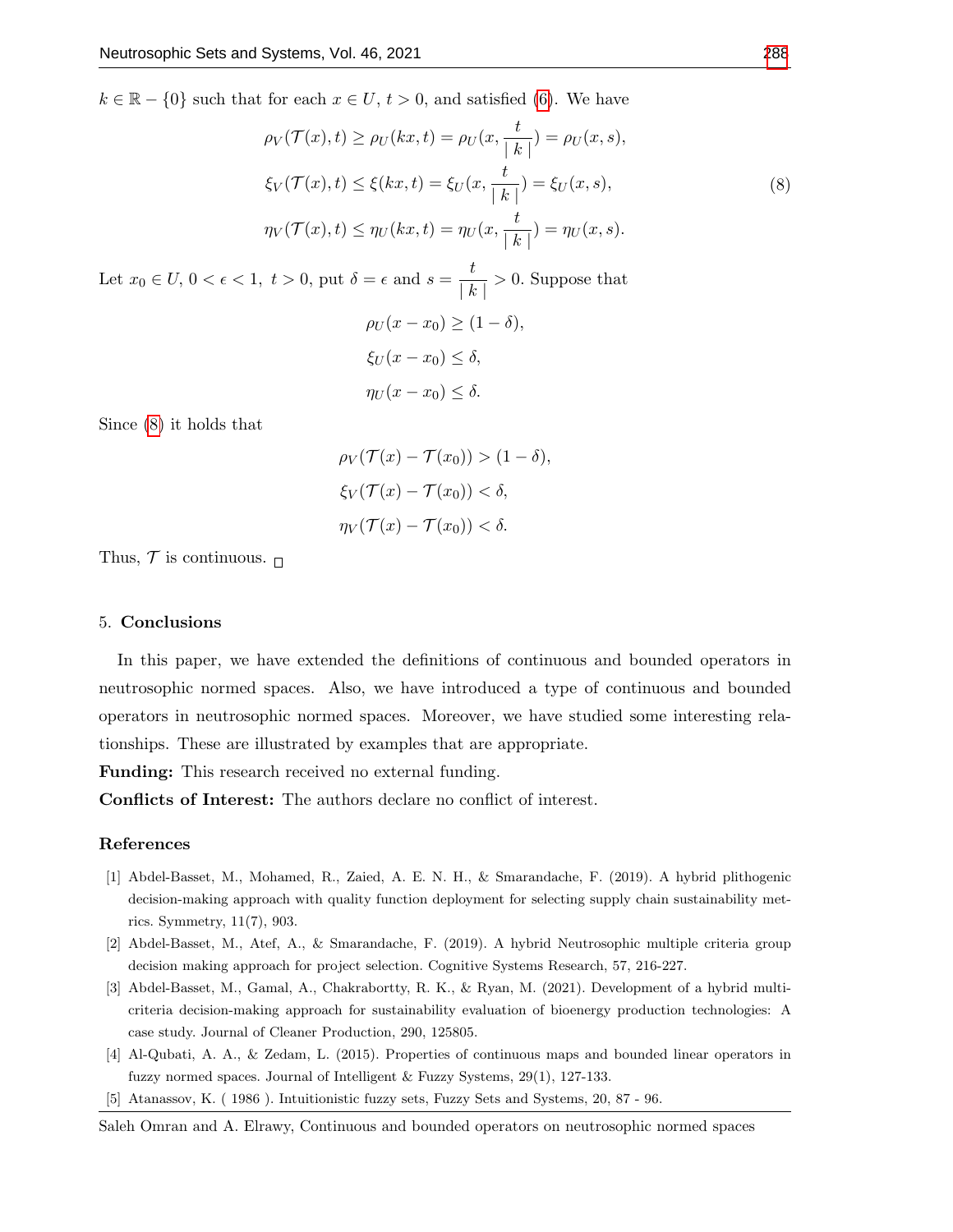$k \in \mathbb{R} - \{0\}$ such that for each $x \in U$, $t > 0$, and satisfied (6). We have

$$
\begin{aligned}
\rho_V(\mathcal{T}(x), t) &\geq \rho_U(kx, t) = \rho_U(x, \frac{t}{\mid k \mid}) = \rho_U(x, s), \\
\xi_V(\mathcal{T}(x), t) &\leq \xi(kx, t) = \xi_U(x, \frac{t}{\mid k \mid}) = \xi_U(x, s), \\
\eta_V(\mathcal{T}(x), t) &\leq \eta_U(kx, t) = \eta_U(x, \frac{t}{\mid k \mid}) = \eta_U(x, s).
\end{aligned}
\tag{8}
$$

Let $x_0 \in U$, $0 < \epsilon < 1$, $t > 0$, put $\delta = \epsilon$ and $s = \dfrac{t}{\mid k \mid} > 0$. Suppose that

$$
\begin{aligned}
\rho_U(x - x_0) &\geq (1 - \delta), \\
\xi_U(x - x_0) &\leq \delta, \\
\eta_U(x - x_0) &\leq \delta.
\end{aligned}
$$

Since (8) it holds that

$$
\begin{aligned}
\rho_V(\mathcal{T}(x) - \mathcal{T}(x_0)) &> (1 - \delta), \\
\xi_V(\mathcal{T}(x) - \mathcal{T}(x_0)) &< \delta, \\
\eta_V(\mathcal{T}(x) - \mathcal{T}(x_0)) &< \delta.
\end{aligned}
$$

Thus, $\mathcal{T}$ is continuous. □

## 5. Conclusions

In this paper, we have extended the definitions of continuous and bounded operators in neutrosophic normed spaces. Also, we have introduced a type of continuous and bounded operators in neutrosophic normed spaces. Moreover, we have studied some interesting relationships. These are illustrated by examples that are appropriate.

**Funding:** This research received no external funding.

**Conflicts of Interest:** The authors declare no conflict of interest.

## References

[1] Abdel-Basset, M., Mohamed, R., Zaied, A. E. N. H., & Smarandache, F. (2019). A hybrid plithogenic decision-making approach with quality function deployment for selecting supply chain sustainability metrics. Symmetry, 11(7), 903.

[2] Abdel-Basset, M., Atef, A., & Smarandache, F. (2019). A hybrid Neutrosophic multiple criteria group decision making approach for project selection. Cognitive Systems Research, 57, 216-227.

[3] Abdel-Basset, M., Gamal, A., Chakrabortty, R. K., & Ryan, M. (2021). Development of a hybrid multi-criteria decision-making approach for sustainability evaluation of bioenergy production technologies: A case study. Journal of Cleaner Production, 290, 125805.

[4] Al-Qubati, A. A., & Zedam, L. (2015). Properties of continuous maps and bounded linear operators in fuzzy normed spaces. Journal of Intelligent & Fuzzy Systems, 29(1), 127-133.

[5] Atanassov, K. ( 1986 ). Intuitionistic fuzzy sets, Fuzzy Sets and Systems, 20, 87 - 96.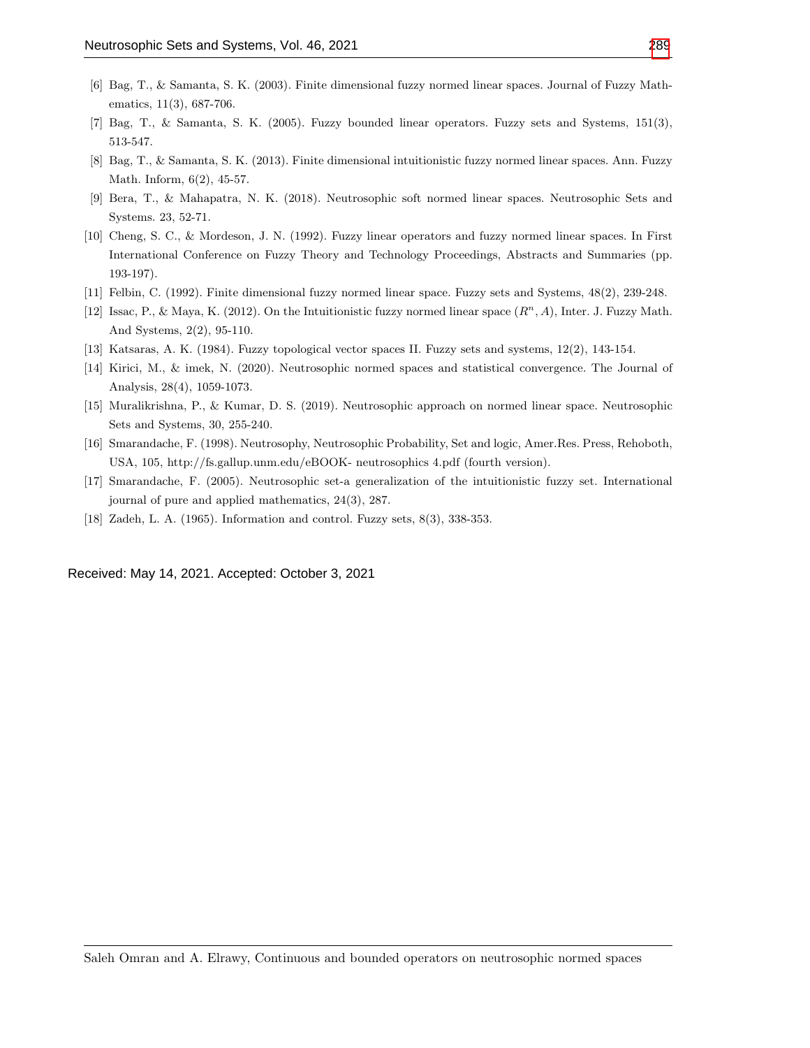[6] Bag, T., & Samanta, S. K. (2003). Finite dimensional fuzzy normed linear spaces. Journal of Fuzzy Mathematics, 11(3), 687-706.

[7] Bag, T., & Samanta, S. K. (2005). Fuzzy bounded linear operators. Fuzzy sets and Systems, 151(3), 513-547.

[8] Bag, T., & Samanta, S. K. (2013). Finite dimensional intuitionistic fuzzy normed linear spaces. Ann. Fuzzy Math. Inform, 6(2), 45-57.

[9] Bera, T., & Mahapatra, N. K. (2018). Neutrosophic soft normed linear spaces. Neutrosophic Sets and Systems. 23, 52-71.

[10] Cheng, S. C., & Mordeson, J. N. (1992). Fuzzy linear operators and fuzzy normed linear spaces. In First International Conference on Fuzzy Theory and Technology Proceedings, Abstracts and Summaries (pp. 193-197).

[11] Felbin, C. (1992). Finite dimensional fuzzy normed linear space. Fuzzy sets and Systems, 48(2), 239-248.

[12] Issac, P., & Maya, K. (2012). On the Intuitionistic fuzzy normed linear space $(R^n, A)$, Inter. J. Fuzzy Math. And Systems, 2(2), 95-110.

[13] Katsaras, A. K. (1984). Fuzzy topological vector spaces II. Fuzzy sets and systems, 12(2), 143-154.

[14] Kirici, M., & imek, N. (2020). Neutrosophic normed spaces and statistical convergence. The Journal of Analysis, 28(4), 1059-1073.

[15] Muralikrishna, P., & Kumar, D. S. (2019). Neutrosophic approach on normed linear space. Neutrosophic Sets and Systems, 30, 255-240.

[16] Smarandache, F. (1998). Neutrosophy, Neutrosophic Probability, Set and logic, Amer.Res. Press, Rehoboth, USA, 105, http://fs.gallup.unm.edu/eBOOK- neutrosophics 4.pdf (fourth version).

[17] Smarandache, F. (2005). Neutrosophic set-a generalization of the intuitionistic fuzzy set. International journal of pure and applied mathematics, 24(3), 287.

[18] Zadeh, L. A. (1965). Information and control. Fuzzy sets, 8(3), 338-353.

Received: May 14, 2021. Accepted: October 3, 2021